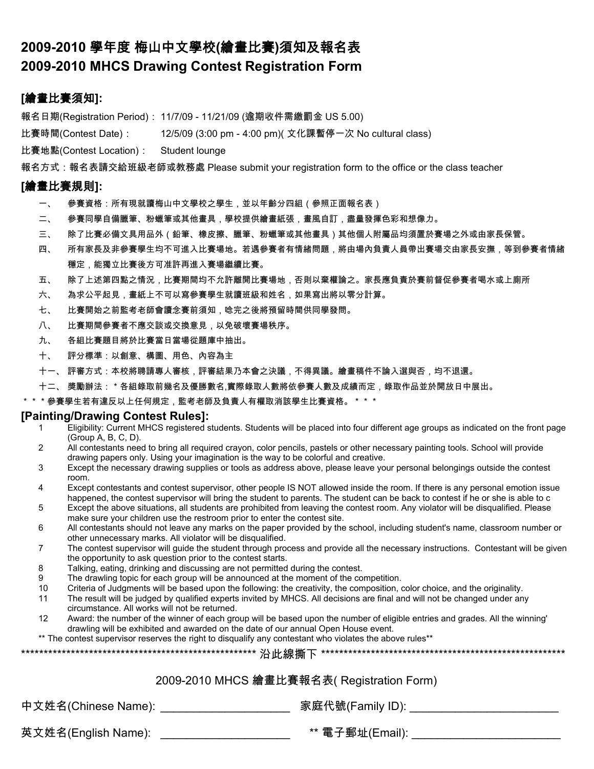# 2009-2010 學年度 梅山中文學校(繪畫比賽)須知及報名表
# 2009-2010 MHCS Drawing Contest Registration Form

## [繪畫比賽須知]:

報名日期(Registration Period)： 11/7/09 - 11/21/09 (逾期收件需繳罰金 US 5.00)

比賽時間(Contest Date)： 12/5/09 (3:00 pm - 4:00 pm)( 文化課暫停一次 No cultural class)

比賽地點(Contest Location)： Student lounge

報名方式：報名表請交給班級老師或教務處 Please submit your registration form to the office or the class teacher

## [繪畫比賽規則]:

一、 參賽資格：所有現就讀梅山中文學校之學生，並以年齡分四組（參照正面報名表）

二、 參賽同學自備臘筆、粉蠟筆或其他畫具，學校提供繪畫紙張，畫風自訂，盡量發揮色彩和想像力。

三、 除了比賽必備文具用品外（鉛筆、橡皮擦、臘筆、粉蠟筆或其他畫具）其他個人附屬品均須置於賽場之外或由家長保管。

四、 所有家長及非參賽學生均不可進入比賽場地。若遇參賽者有情緒問題，將由場內負責人員帶出賽場交由家長安撫，等到參賽者情緒穩定，能獨立比賽後方可准許再進入賽場繼續比賽。

五、 除了上述第四點之情況，比賽期間均不允許離開比賽場地，否則以棄權論之。家長應負責於賽前督促參賽者喝水或上廁所

六、 為求公平起見，畫紙上不可以寫參賽學生就讀班級和姓名，如果寫出將以零分計算。

七、 比賽開始之前監考老師會讀念賽前須知，唸完之後將預留時間供同學發問。

八、 比賽期間參賽者不應交談或交換意見，以免破壞賽場秩序。

九、 各組比賽題目將於比賽當日當場從題庫中抽出。

十、 評分標準：以創意、構圖、用色、內容為主

十一、 評審方式：本校將聘請專人審核，評審結果乃本會之決議，不得異議。繪畫稿件不論入選與否，均不退還。

十二、 獎勵辦法： * 各組錄取前幾名及優勝數名,實際錄取人數將依參賽人數及成績而定，錄取作品並於開放日中展出。

* * * 參賽學生若有違反以上任何規定，監考老師及負責人有權取消該學生比賽資格。 * * *

## [Painting/Drawing Contest Rules]:

1. Eligibility: Current MHCS registered students. Students will be placed into four different age groups as indicated on the front page (Group A, B, C, D).
2. All contestants need to bring all required crayon, color pencils, pastels or other necessary painting tools. School will provide drawing papers only. Using your imagination is the way to be colorful and creative.
3. Except the necessary drawing supplies or tools as address above, please leave your personal belongings outside the contest room.
4. Except contestants and contest supervisor, other people IS NOT allowed inside the room. If there is any personal emotion issue happened, the contest supervisor will bring the student to parents. The student can be back to contest if he or she is able to c
5. Except the above situations, all students are prohibited from leaving the contest room. Any violator will be disqualified. Please make sure your children use the restroom prior to enter the contest site.
6. All contestants should not leave any marks on the paper provided by the school, including student's name, classroom number or other unnecessary marks. All violator will be disqualified.
7. The contest supervisor will guide the student through process and provide all the necessary instructions. Contestant will be given the opportunity to ask question prior to the contest starts.
8. Talking, eating, drinking and discussing are not permitted during the contest.
9. The drawing topic for each group will be announced at the moment of the competition.
10. Criteria of Judgments will be based upon the following: the creativity, the composition, color choice, and the originality.
11. The result will be judged by qualified experts invited by MHCS. All decisions are final and will not be changed under any circumstance. All works will not be returned.
12. Award: the number of the winner of each group will be based upon the number of eligible entries and grades. All the winning' drawling will be exhibited and awarded on the date of our annual Open House event.

** The contest supervisor reserves the right to disqualify any contestant who violates the above rules**

****************************************************** 沿此線撕下 ******************************************************

2009-2010 MHCS 繪畫比賽報名表( Registration Form)

中文姓名(Chinese Name): ____________________ 家庭代號(Family ID): ________________________

英文姓名(English Name): ____________________ ** 電子郵址(Email): ________________________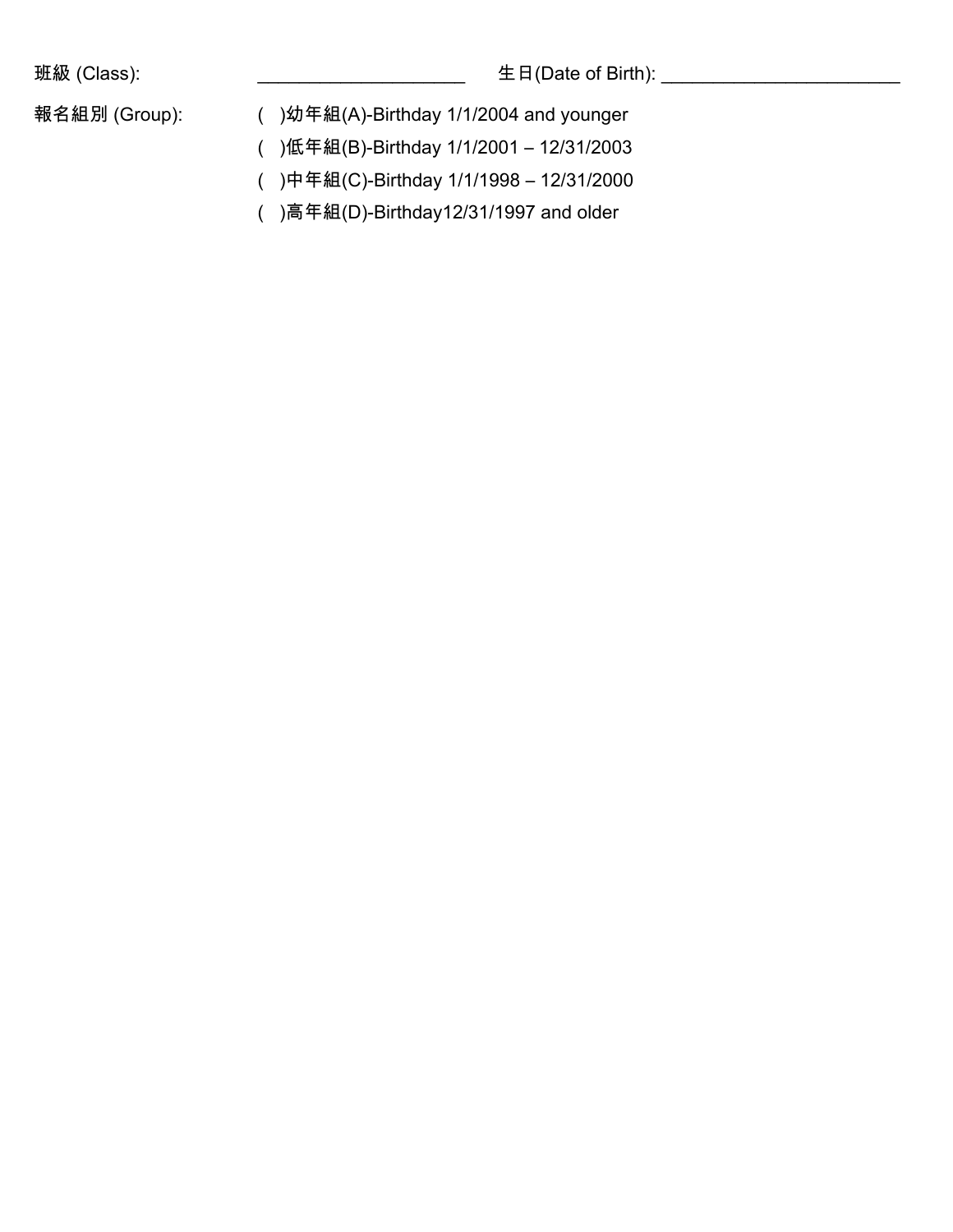班級 (Class): ____________________ 生日(Date of Birth): _______________________

報名組別 (Group):

( )幼年組(A)-Birthday 1/1/2004 and younger

( )低年組(B)-Birthday 1/1/2001 – 12/31/2003

( )中年組(C)-Birthday 1/1/1998 – 12/31/2000

( )高年組(D)-Birthday12/31/1997 and older